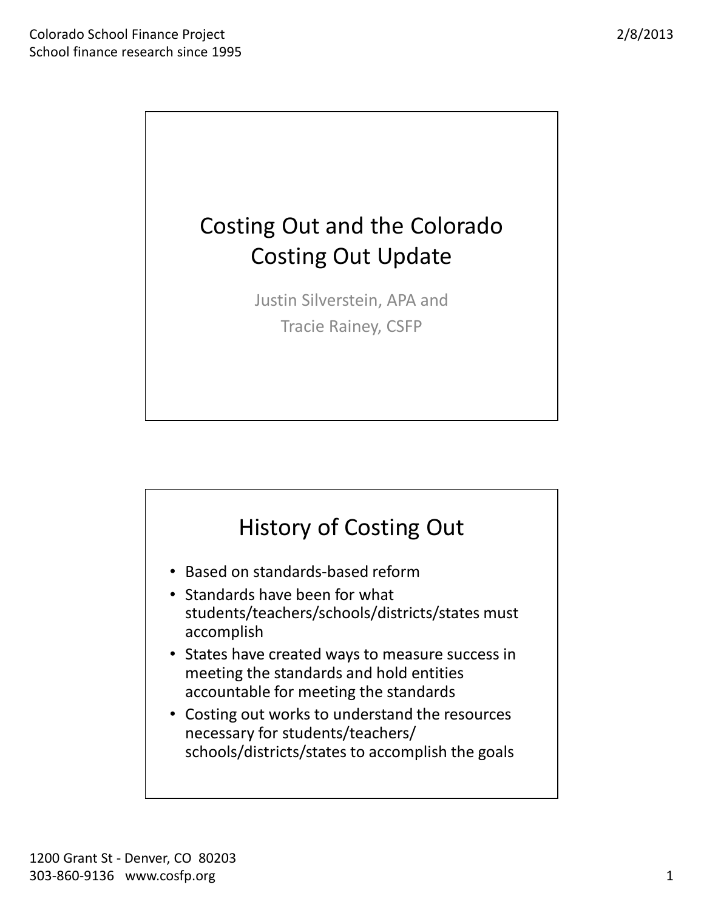# Costing Out and the Colorado Costing Out Update

Justin Silverstein, APA and

Tracie Rainey, CSFP

## History of Costing Out

- Based on standards-based reform
- Standards have been for what students/teachers/schools/districts/states must accomplish
- States have created ways to measure success in meeting the standards and hold entities accountable for meeting the standards
- Costing out works to understand the resources necessary for students/teachers/ schools/districts/states to accomplish the goals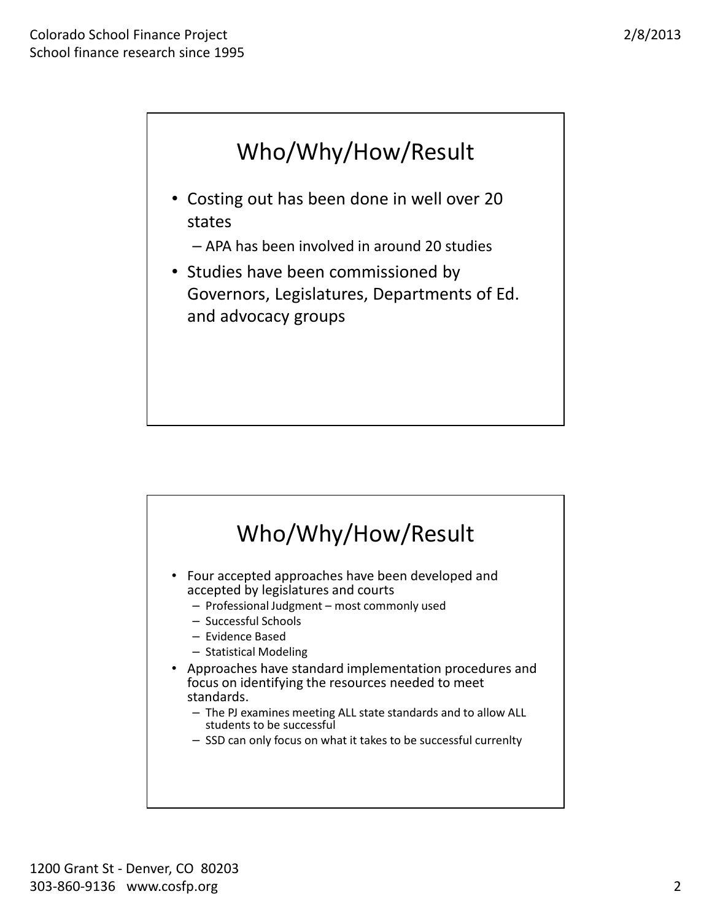## Who/Why/How/Result

- Costing out has been done in well over 20 states
  - APA has been involved in around 20 studies
- Studies have been commissioned by Governors, Legislatures, Departments of Ed. and advocacy groups

## Who/Why/How/Result

- Four accepted approaches have been developed and accepted by legislatures and courts
  - Professional Judgment – most commonly used
  - Successful Schools
  - Evidence Based
  - Statistical Modeling
- Approaches have standard implementation procedures and focus on identifying the resources needed to meet standards.
  - The PJ examines meeting ALL state standards and to allow ALL students to be successful
  - SSD can only focus on what it takes to be successful currenlty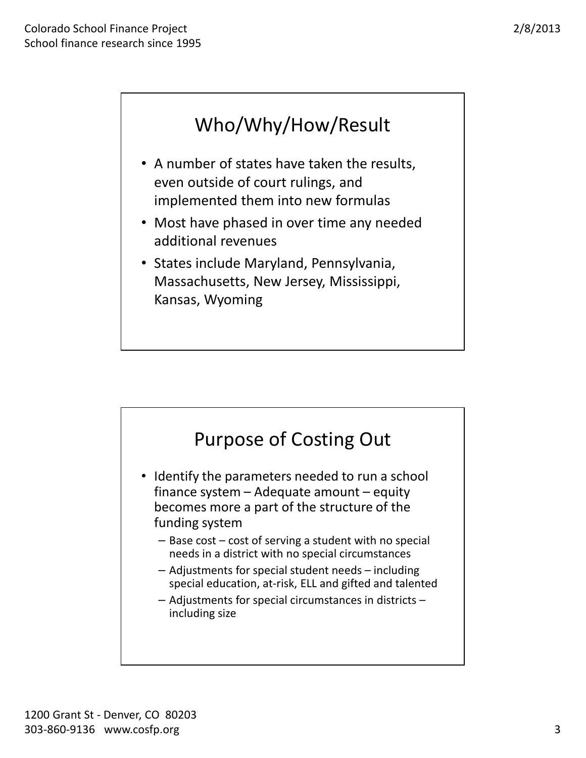## Who/Why/How/Result

- A number of states have taken the results, even outside of court rulings, and implemented them into new formulas
- Most have phased in over time any needed additional revenues
- States include Maryland, Pennsylvania, Massachusetts, New Jersey, Mississippi, Kansas, Wyoming

## Purpose of Costing Out

- Identify the parameters needed to run a school finance system – Adequate amount – equity becomes more a part of the structure of the funding system
  - Base cost – cost of serving a student with no special needs in a district with no special circumstances
  - Adjustments for special student needs – including special education, at-risk, ELL and gifted and talented
  - Adjustments for special circumstances in districts – including size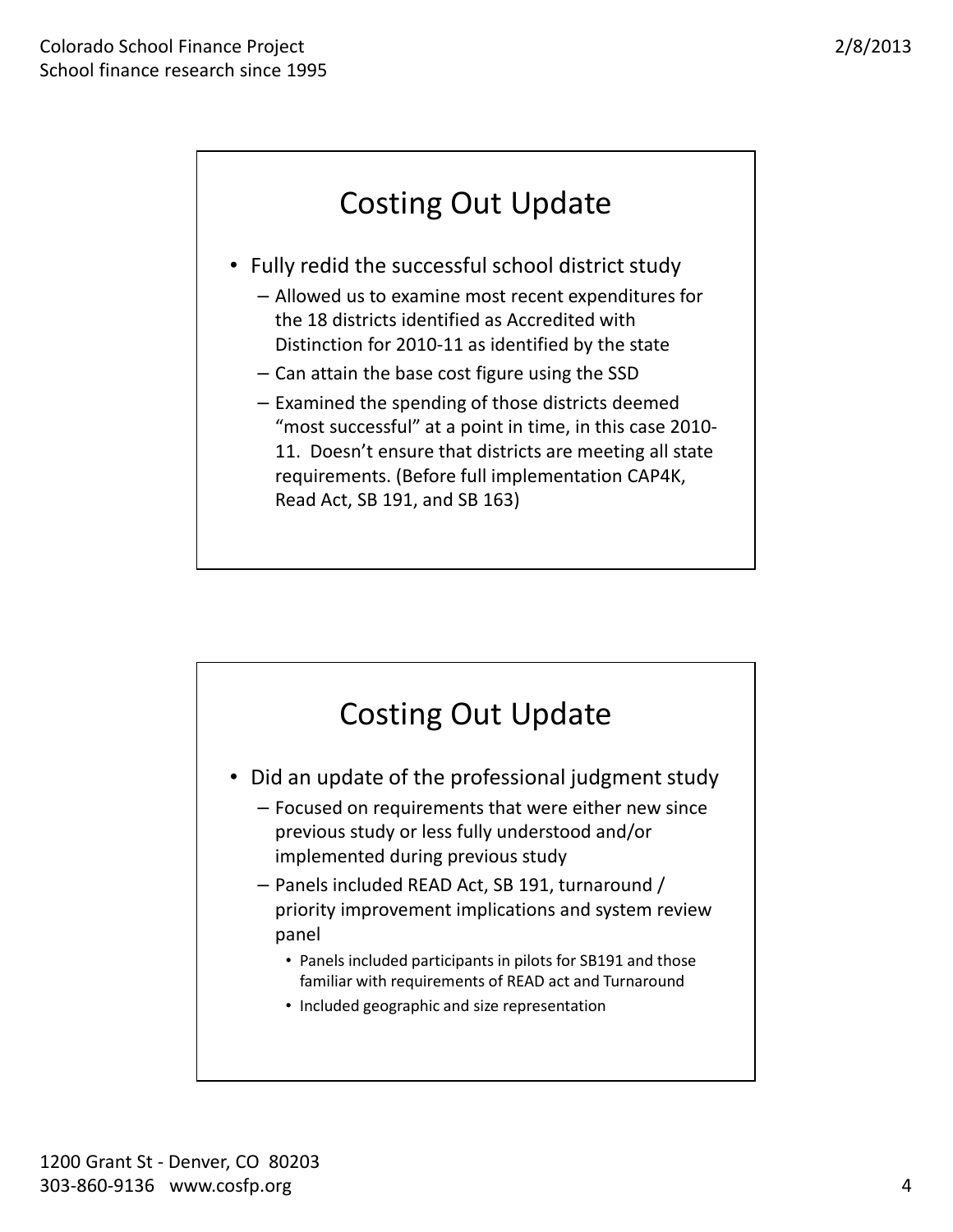## Costing Out Update

- Fully redid the successful school district study
  - Allowed us to examine most recent expenditures for the 18 districts identified as Accredited with Distinction for 2010-11 as identified by the state
  - Can attain the base cost figure using the SSD
  - Examined the spending of those districts deemed "most successful" at a point in time, in this case 2010-11. Doesn't ensure that districts are meeting all state requirements. (Before full implementation CAP4K, Read Act, SB 191, and SB 163)

## Costing Out Update

- Did an update of the professional judgment study
  - Focused on requirements that were either new since previous study or less fully understood and/or implemented during previous study
  - Panels included READ Act, SB 191, turnaround / priority improvement implications and system review panel
    - Panels included participants in pilots for SB191 and those familiar with requirements of READ act and Turnaround
    - Included geographic and size representation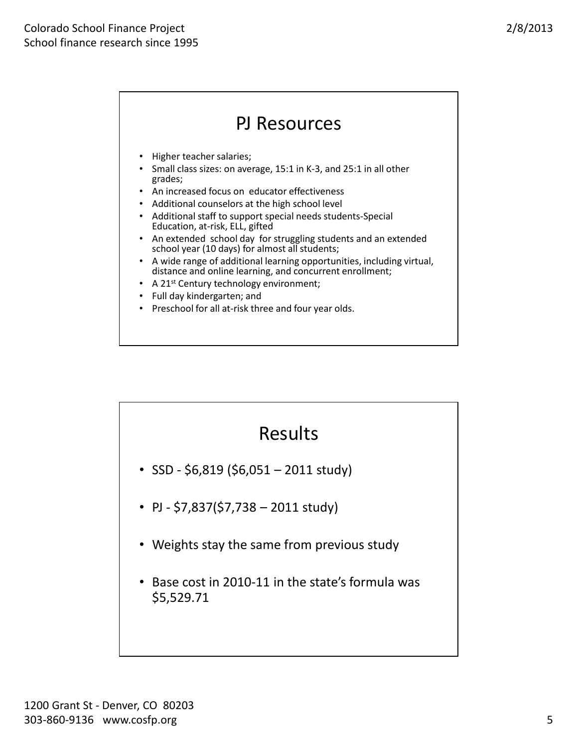## PJ Resources

- Higher teacher salaries;
- Small class sizes: on average, 15:1 in K-3, and 25:1 in all other grades;
- An increased focus on educator effectiveness
- Additional counselors at the high school level
- Additional staff to support special needs students-Special Education, at-risk, ELL, gifted
- An extended school day for struggling students and an extended school year (10 days) for almost all students;
- A wide range of additional learning opportunities, including virtual, distance and online learning, and concurrent enrollment;
- A 21st Century technology environment;
- Full day kindergarten; and
- Preschool for all at-risk three and four year olds.

## Results

- SSD - $6,819 ($6,051 – 2011 study)
- PJ - $7,837($7,738 – 2011 study)
- Weights stay the same from previous study
- Base cost in 2010-11 in the state's formula was $5,529.71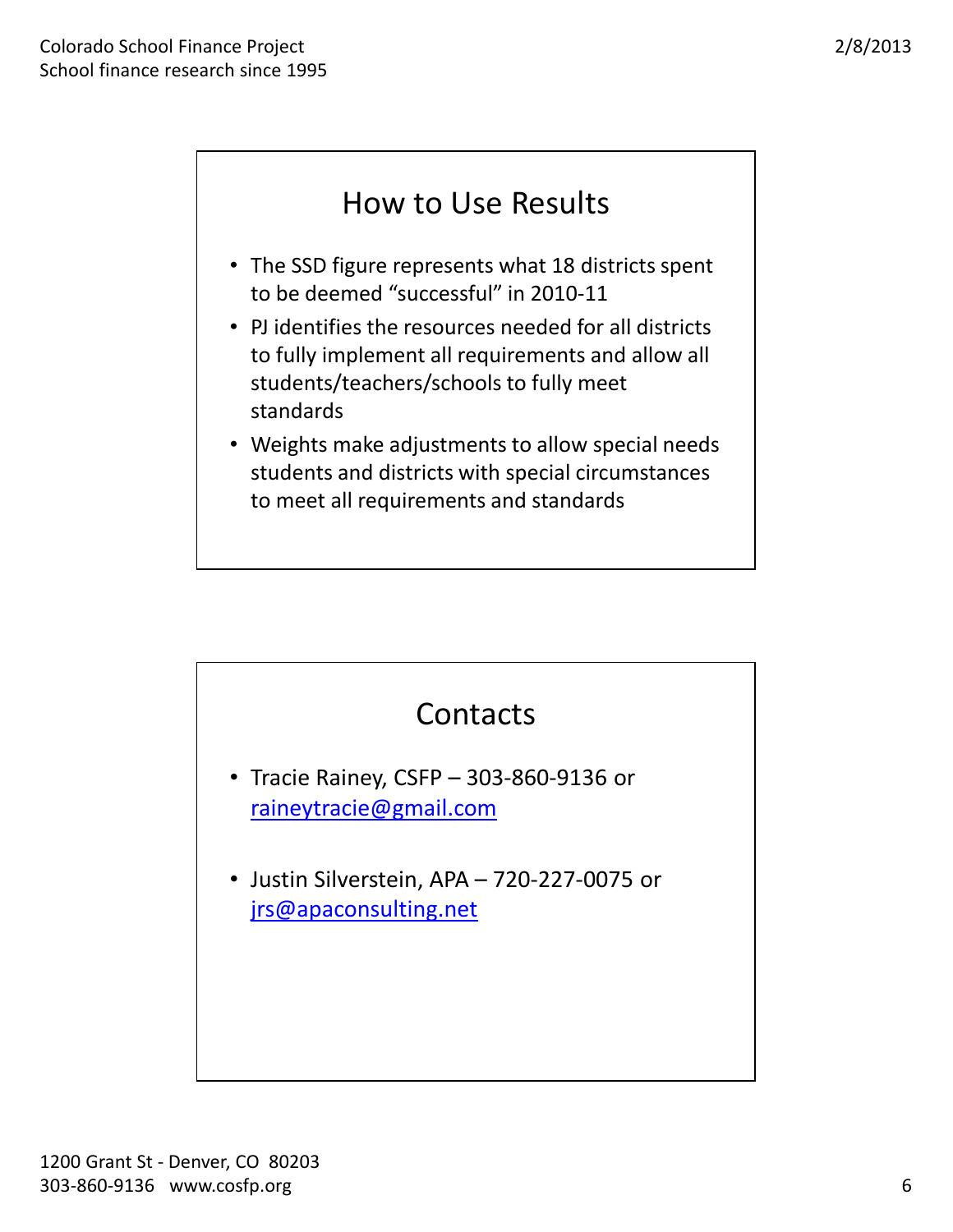## How to Use Results

- The SSD figure represents what 18 districts spent to be deemed “successful” in 2010-11
- PJ identifies the resources needed for all districts to fully implement all requirements and allow all students/teachers/schools to fully meet standards
- Weights make adjustments to allow special needs students and districts with special circumstances to meet all requirements and standards

## Contacts

- Tracie Rainey, CSFP – 303-860-9136 or raineytracie@gmail.com
- Justin Silverstein, APA – 720-227-0075 or jrs@apaconsulting.net